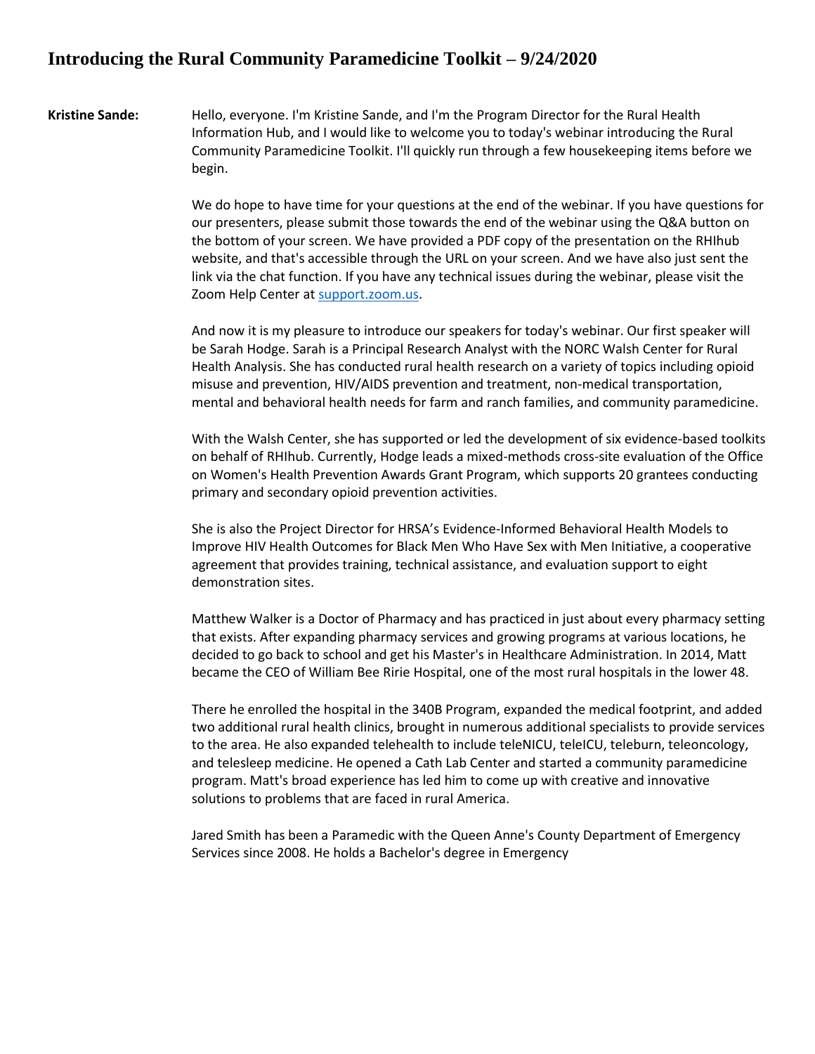# Introducing the Rural Community Paramedicine Toolkit – 9/24/2020

**Kristine Sande:** Hello, everyone. I'm Kristine Sande, and I'm the Program Director for the Rural Health Information Hub, and I would like to welcome you to today's webinar introducing the Rural Community Paramedicine Toolkit. I'll quickly run through a few housekeeping items before we begin.

We do hope to have time for your questions at the end of the webinar. If you have questions for our presenters, please submit those towards the end of the webinar using the Q&A button on the bottom of your screen. We have provided a PDF copy of the presentation on the RHIhub website, and that's accessible through the URL on your screen. And we have also just sent the link via the chat function. If you have any technical issues during the webinar, please visit the Zoom Help Center at [support.zoom.us](support.zoom.us).

And now it is my pleasure to introduce our speakers for today's webinar. Our first speaker will be Sarah Hodge. Sarah is a Principal Research Analyst with the NORC Walsh Center for Rural Health Analysis. She has conducted rural health research on a variety of topics including opioid misuse and prevention, HIV/AIDS prevention and treatment, non-medical transportation, mental and behavioral health needs for farm and ranch families, and community paramedicine.

With the Walsh Center, she has supported or led the development of six evidence-based toolkits on behalf of RHIhub. Currently, Hodge leads a mixed-methods cross-site evaluation of the Office on Women's Health Prevention Awards Grant Program, which supports 20 grantees conducting primary and secondary opioid prevention activities.

She is also the Project Director for HRSA's Evidence-Informed Behavioral Health Models to Improve HIV Health Outcomes for Black Men Who Have Sex with Men Initiative, a cooperative agreement that provides training, technical assistance, and evaluation support to eight demonstration sites.

Matthew Walker is a Doctor of Pharmacy and has practiced in just about every pharmacy setting that exists. After expanding pharmacy services and growing programs at various locations, he decided to go back to school and get his Master's in Healthcare Administration. In 2014, Matt became the CEO of William Bee Ririe Hospital, one of the most rural hospitals in the lower 48.

There he enrolled the hospital in the 340B Program, expanded the medical footprint, and added two additional rural health clinics, brought in numerous additional specialists to provide services to the area. He also expanded telehealth to include teleNICU, teleICU, teleburn, teleoncology, and telesleep medicine. He opened a Cath Lab Center and started a community paramedicine program. Matt's broad experience has led him to come up with creative and innovative solutions to problems that are faced in rural America.

Jared Smith has been a Paramedic with the Queen Anne's County Department of Emergency Services since 2008. He holds a Bachelor's degree in Emergency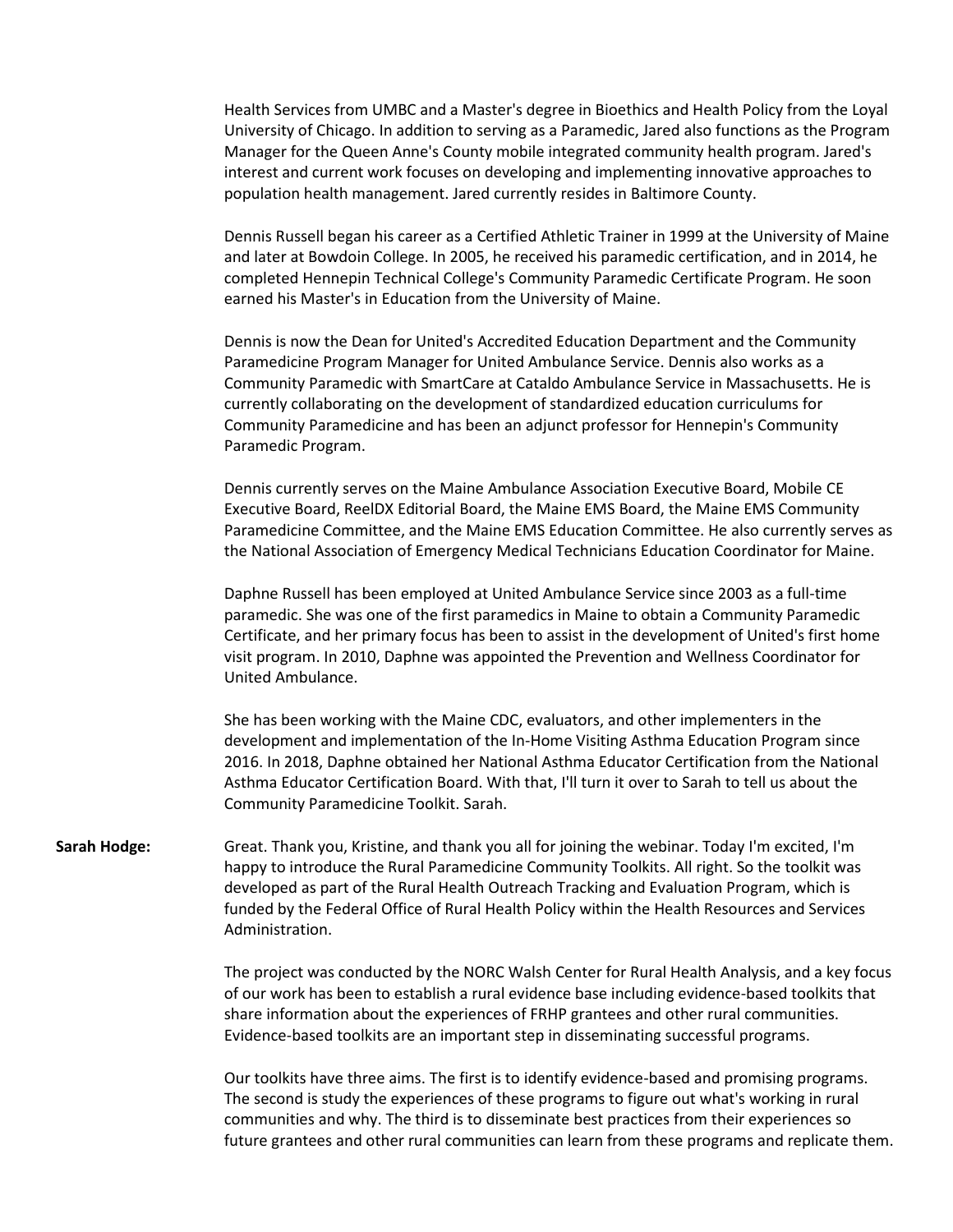Health Services from UMBC and a Master's degree in Bioethics and Health Policy from the Loyal University of Chicago. In addition to serving as a Paramedic, Jared also functions as the Program Manager for the Queen Anne's County mobile integrated community health program. Jared's interest and current work focuses on developing and implementing innovative approaches to population health management. Jared currently resides in Baltimore County.

Dennis Russell began his career as a Certified Athletic Trainer in 1999 at the University of Maine and later at Bowdoin College. In 2005, he received his paramedic certification, and in 2014, he completed Hennepin Technical College's Community Paramedic Certificate Program. He soon earned his Master's in Education from the University of Maine.

Dennis is now the Dean for United's Accredited Education Department and the Community Paramedicine Program Manager for United Ambulance Service. Dennis also works as a Community Paramedic with SmartCare at Cataldo Ambulance Service in Massachusetts. He is currently collaborating on the development of standardized education curriculums for Community Paramedicine and has been an adjunct professor for Hennepin's Community Paramedic Program.

Dennis currently serves on the Maine Ambulance Association Executive Board, Mobile CE Executive Board, ReelDX Editorial Board, the Maine EMS Board, the Maine EMS Community Paramedicine Committee, and the Maine EMS Education Committee. He also currently serves as the National Association of Emergency Medical Technicians Education Coordinator for Maine.

Daphne Russell has been employed at United Ambulance Service since 2003 as a full-time paramedic. She was one of the first paramedics in Maine to obtain a Community Paramedic Certificate, and her primary focus has been to assist in the development of United's first home visit program. In 2010, Daphne was appointed the Prevention and Wellness Coordinator for United Ambulance.

She has been working with the Maine CDC, evaluators, and other implementers in the development and implementation of the In-Home Visiting Asthma Education Program since 2016. In 2018, Daphne obtained her National Asthma Educator Certification from the National Asthma Educator Certification Board. With that, I'll turn it over to Sarah to tell us about the Community Paramedicine Toolkit. Sarah.

**Sarah Hodge:** Great. Thank you, Kristine, and thank you all for joining the webinar. Today I'm excited, I'm happy to introduce the Rural Paramedicine Community Toolkits. All right. So the toolkit was developed as part of the Rural Health Outreach Tracking and Evaluation Program, which is funded by the Federal Office of Rural Health Policy within the Health Resources and Services Administration.

The project was conducted by the NORC Walsh Center for Rural Health Analysis, and a key focus of our work has been to establish a rural evidence base including evidence-based toolkits that share information about the experiences of FRHP grantees and other rural communities. Evidence-based toolkits are an important step in disseminating successful programs.

Our toolkits have three aims. The first is to identify evidence-based and promising programs. The second is study the experiences of these programs to figure out what's working in rural communities and why. The third is to disseminate best practices from their experiences so future grantees and other rural communities can learn from these programs and replicate them.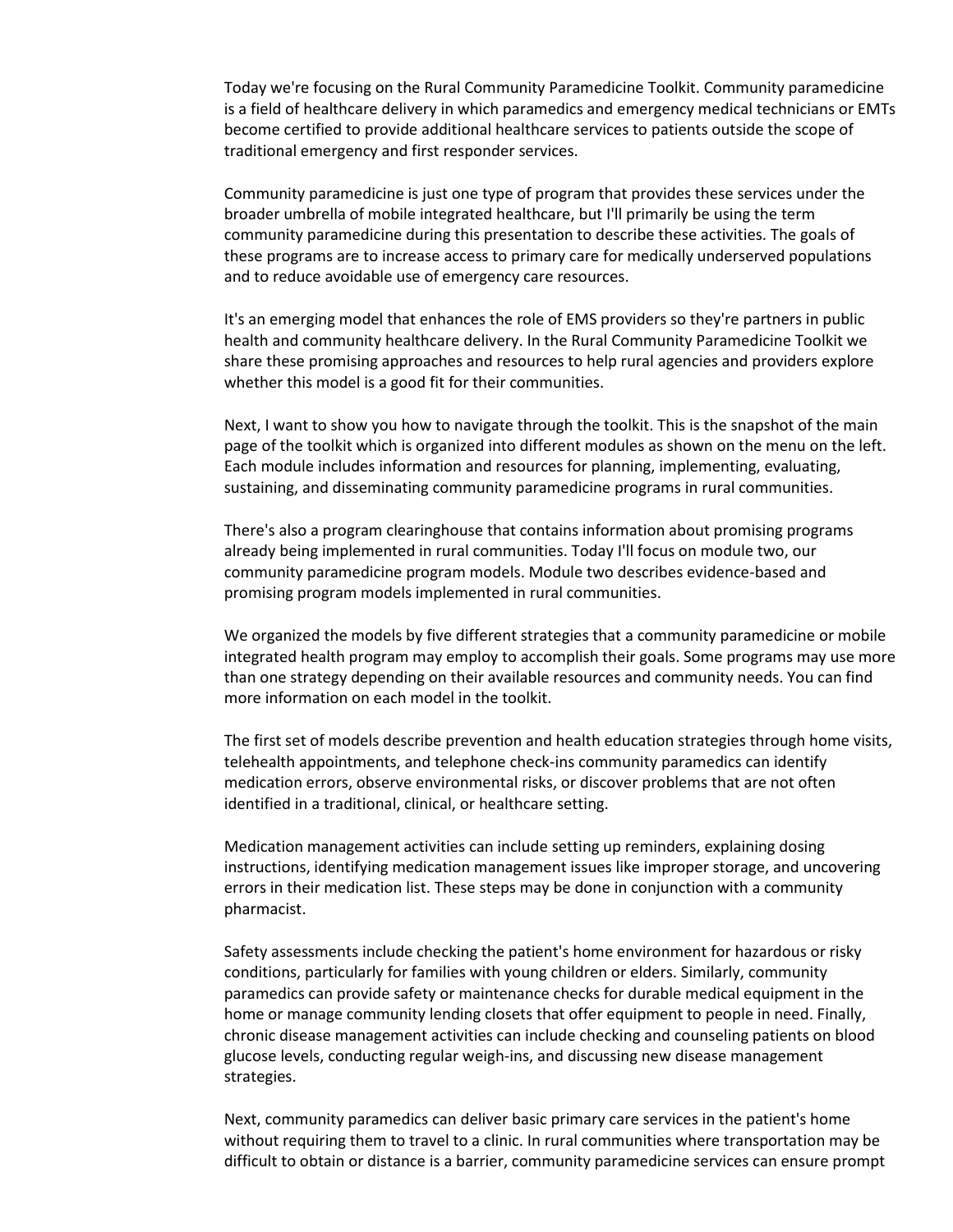Today we're focusing on the Rural Community Paramedicine Toolkit. Community paramedicine is a field of healthcare delivery in which paramedics and emergency medical technicians or EMTs become certified to provide additional healthcare services to patients outside the scope of traditional emergency and first responder services.

Community paramedicine is just one type of program that provides these services under the broader umbrella of mobile integrated healthcare, but I'll primarily be using the term community paramedicine during this presentation to describe these activities. The goals of these programs are to increase access to primary care for medically underserved populations and to reduce avoidable use of emergency care resources.

It's an emerging model that enhances the role of EMS providers so they're partners in public health and community healthcare delivery. In the Rural Community Paramedicine Toolkit we share these promising approaches and resources to help rural agencies and providers explore whether this model is a good fit for their communities.

Next, I want to show you how to navigate through the toolkit. This is the snapshot of the main page of the toolkit which is organized into different modules as shown on the menu on the left. Each module includes information and resources for planning, implementing, evaluating, sustaining, and disseminating community paramedicine programs in rural communities.

There's also a program clearinghouse that contains information about promising programs already being implemented in rural communities. Today I'll focus on module two, our community paramedicine program models. Module two describes evidence-based and promising program models implemented in rural communities.

We organized the models by five different strategies that a community paramedicine or mobile integrated health program may employ to accomplish their goals. Some programs may use more than one strategy depending on their available resources and community needs. You can find more information on each model in the toolkit.

The first set of models describe prevention and health education strategies through home visits, telehealth appointments, and telephone check-ins community paramedics can identify medication errors, observe environmental risks, or discover problems that are not often identified in a traditional, clinical, or healthcare setting.

Medication management activities can include setting up reminders, explaining dosing instructions, identifying medication management issues like improper storage, and uncovering errors in their medication list. These steps may be done in conjunction with a community pharmacist.

Safety assessments include checking the patient's home environment for hazardous or risky conditions, particularly for families with young children or elders. Similarly, community paramedics can provide safety or maintenance checks for durable medical equipment in the home or manage community lending closets that offer equipment to people in need. Finally, chronic disease management activities can include checking and counseling patients on blood glucose levels, conducting regular weigh-ins, and discussing new disease management strategies.

Next, community paramedics can deliver basic primary care services in the patient's home without requiring them to travel to a clinic. In rural communities where transportation may be difficult to obtain or distance is a barrier, community paramedicine services can ensure prompt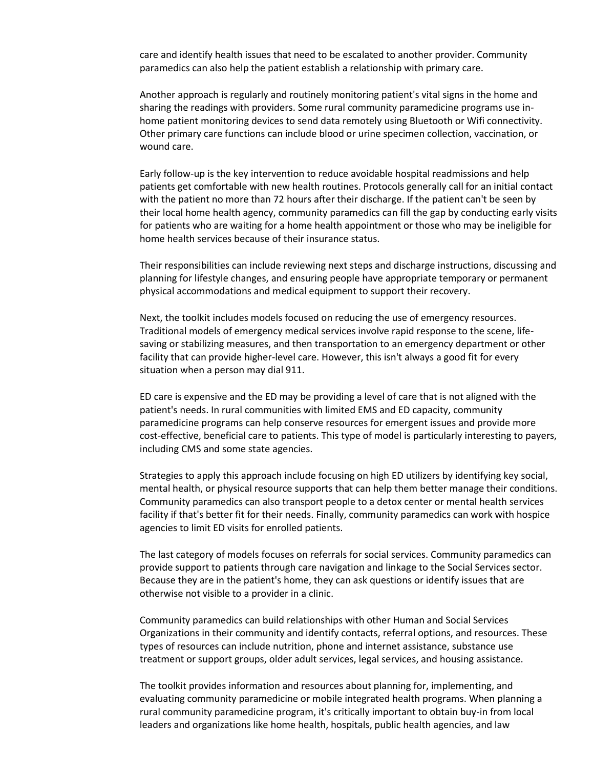care and identify health issues that need to be escalated to another provider. Community paramedics can also help the patient establish a relationship with primary care.

Another approach is regularly and routinely monitoring patient's vital signs in the home and sharing the readings with providers. Some rural community paramedicine programs use in-home patient monitoring devices to send data remotely using Bluetooth or Wifi connectivity. Other primary care functions can include blood or urine specimen collection, vaccination, or wound care.

Early follow-up is the key intervention to reduce avoidable hospital readmissions and help patients get comfortable with new health routines. Protocols generally call for an initial contact with the patient no more than 72 hours after their discharge. If the patient can't be seen by their local home health agency, community paramedics can fill the gap by conducting early visits for patients who are waiting for a home health appointment or those who may be ineligible for home health services because of their insurance status.

Their responsibilities can include reviewing next steps and discharge instructions, discussing and planning for lifestyle changes, and ensuring people have appropriate temporary or permanent physical accommodations and medical equipment to support their recovery.

Next, the toolkit includes models focused on reducing the use of emergency resources. Traditional models of emergency medical services involve rapid response to the scene, life-saving or stabilizing measures, and then transportation to an emergency department or other facility that can provide higher-level care. However, this isn't always a good fit for every situation when a person may dial 911.

ED care is expensive and the ED may be providing a level of care that is not aligned with the patient's needs. In rural communities with limited EMS and ED capacity, community paramedicine programs can help conserve resources for emergent issues and provide more cost-effective, beneficial care to patients. This type of model is particularly interesting to payers, including CMS and some state agencies.

Strategies to apply this approach include focusing on high ED utilizers by identifying key social, mental health, or physical resource supports that can help them better manage their conditions. Community paramedics can also transport people to a detox center or mental health services facility if that's better fit for their needs. Finally, community paramedics can work with hospice agencies to limit ED visits for enrolled patients.

The last category of models focuses on referrals for social services. Community paramedics can provide support to patients through care navigation and linkage to the Social Services sector. Because they are in the patient's home, they can ask questions or identify issues that are otherwise not visible to a provider in a clinic.

Community paramedics can build relationships with other Human and Social Services Organizations in their community and identify contacts, referral options, and resources. These types of resources can include nutrition, phone and internet assistance, substance use treatment or support groups, older adult services, legal services, and housing assistance.

The toolkit provides information and resources about planning for, implementing, and evaluating community paramedicine or mobile integrated health programs. When planning a rural community paramedicine program, it's critically important to obtain buy-in from local leaders and organizations like home health, hospitals, public health agencies, and law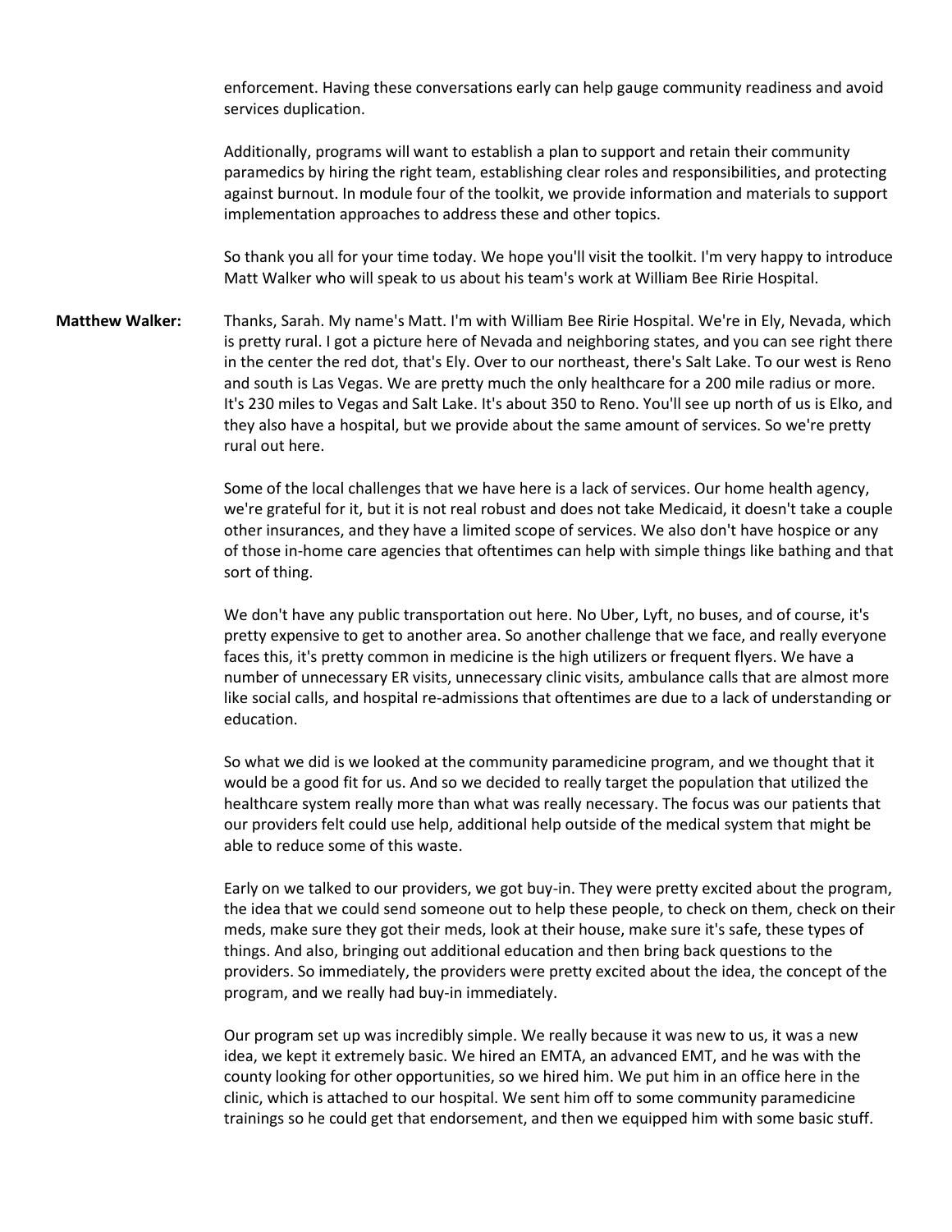enforcement. Having these conversations early can help gauge community readiness and avoid services duplication.

Additionally, programs will want to establish a plan to support and retain their community paramedics by hiring the right team, establishing clear roles and responsibilities, and protecting against burnout. In module four of the toolkit, we provide information and materials to support implementation approaches to address these and other topics.

So thank you all for your time today. We hope you'll visit the toolkit. I'm very happy to introduce Matt Walker who will speak to us about his team's work at William Bee Ririe Hospital.

**Matthew Walker:** Thanks, Sarah. My name's Matt. I'm with William Bee Ririe Hospital. We're in Ely, Nevada, which is pretty rural. I got a picture here of Nevada and neighboring states, and you can see right there in the center the red dot, that's Ely. Over to our northeast, there's Salt Lake. To our west is Reno and south is Las Vegas. We are pretty much the only healthcare for a 200 mile radius or more. It's 230 miles to Vegas and Salt Lake. It's about 350 to Reno. You'll see up north of us is Elko, and they also have a hospital, but we provide about the same amount of services. So we're pretty rural out here.

Some of the local challenges that we have here is a lack of services. Our home health agency, we're grateful for it, but it is not real robust and does not take Medicaid, it doesn't take a couple other insurances, and they have a limited scope of services. We also don't have hospice or any of those in-home care agencies that oftentimes can help with simple things like bathing and that sort of thing.

We don't have any public transportation out here. No Uber, Lyft, no buses, and of course, it's pretty expensive to get to another area. So another challenge that we face, and really everyone faces this, it's pretty common in medicine is the high utilizers or frequent flyers. We have a number of unnecessary ER visits, unnecessary clinic visits, ambulance calls that are almost more like social calls, and hospital re-admissions that oftentimes are due to a lack of understanding or education.

So what we did is we looked at the community paramedicine program, and we thought that it would be a good fit for us. And so we decided to really target the population that utilized the healthcare system really more than what was really necessary. The focus was our patients that our providers felt could use help, additional help outside of the medical system that might be able to reduce some of this waste.

Early on we talked to our providers, we got buy-in. They were pretty excited about the program, the idea that we could send someone out to help these people, to check on them, check on their meds, make sure they got their meds, look at their house, make sure it's safe, these types of things. And also, bringing out additional education and then bring back questions to the providers. So immediately, the providers were pretty excited about the idea, the concept of the program, and we really had buy-in immediately.

Our program set up was incredibly simple. We really because it was new to us, it was a new idea, we kept it extremely basic. We hired an EMTA, an advanced EMT, and he was with the county looking for other opportunities, so we hired him. We put him in an office here in the clinic, which is attached to our hospital. We sent him off to some community paramedicine trainings so he could get that endorsement, and then we equipped him with some basic stuff.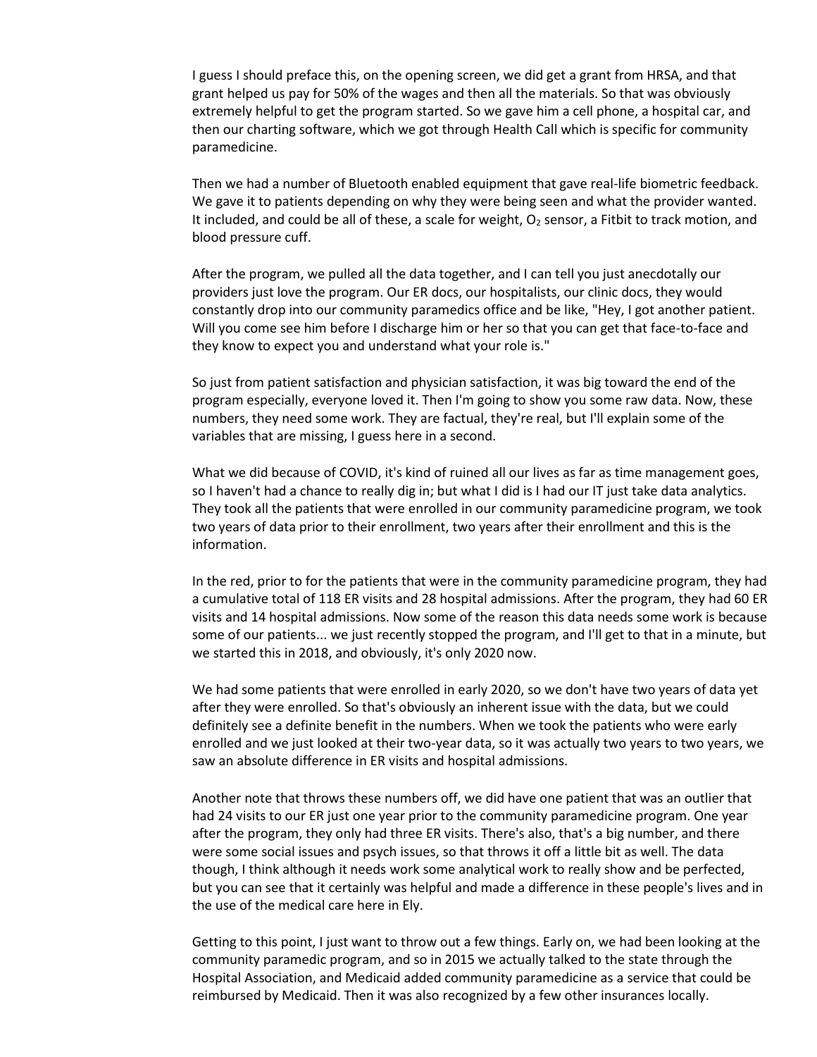I guess I should preface this, on the opening screen, we did get a grant from HRSA, and that grant helped us pay for 50% of the wages and then all the materials. So that was obviously extremely helpful to get the program started. So we gave him a cell phone, a hospital car, and then our charting software, which we got through Health Call which is specific for community paramedicine.

Then we had a number of Bluetooth enabled equipment that gave real-life biometric feedback. We gave it to patients depending on why they were being seen and what the provider wanted. It included, and could be all of these, a scale for weight, $O_2$ sensor, a Fitbit to track motion, and blood pressure cuff.

After the program, we pulled all the data together, and I can tell you just anecdotally our providers just love the program. Our ER docs, our hospitalists, our clinic docs, they would constantly drop into our community paramedics office and be like, "Hey, I got another patient. Will you come see him before I discharge him or her so that you can get that face-to-face and they know to expect you and understand what your role is."

So just from patient satisfaction and physician satisfaction, it was big toward the end of the program especially, everyone loved it. Then I'm going to show you some raw data. Now, these numbers, they need some work. They are factual, they're real, but I'll explain some of the variables that are missing, I guess here in a second.

What we did because of COVID, it's kind of ruined all our lives as far as time management goes, so I haven't had a chance to really dig in; but what I did is I had our IT just take data analytics. They took all the patients that were enrolled in our community paramedicine program, we took two years of data prior to their enrollment, two years after their enrollment and this is the information.

In the red, prior to for the patients that were in the community paramedicine program, they had a cumulative total of 118 ER visits and 28 hospital admissions. After the program, they had 60 ER visits and 14 hospital admissions. Now some of the reason this data needs some work is because some of our patients... we just recently stopped the program, and I'll get to that in a minute, but we started this in 2018, and obviously, it's only 2020 now.

We had some patients that were enrolled in early 2020, so we don't have two years of data yet after they were enrolled. So that's obviously an inherent issue with the data, but we could definitely see a definite benefit in the numbers. When we took the patients who were early enrolled and we just looked at their two-year data, so it was actually two years to two years, we saw an absolute difference in ER visits and hospital admissions.

Another note that throws these numbers off, we did have one patient that was an outlier that had 24 visits to our ER just one year prior to the community paramedicine program. One year after the program, they only had three ER visits. There's also, that's a big number, and there were some social issues and psych issues, so that throws it off a little bit as well. The data though, I think although it needs work some analytical work to really show and be perfected, but you can see that it certainly was helpful and made a difference in these people's lives and in the use of the medical care here in Ely.

Getting to this point, I just want to throw out a few things. Early on, we had been looking at the community paramedic program, and so in 2015 we actually talked to the state through the Hospital Association, and Medicaid added community paramedicine as a service that could be reimbursed by Medicaid. Then it was also recognized by a few other insurances locally.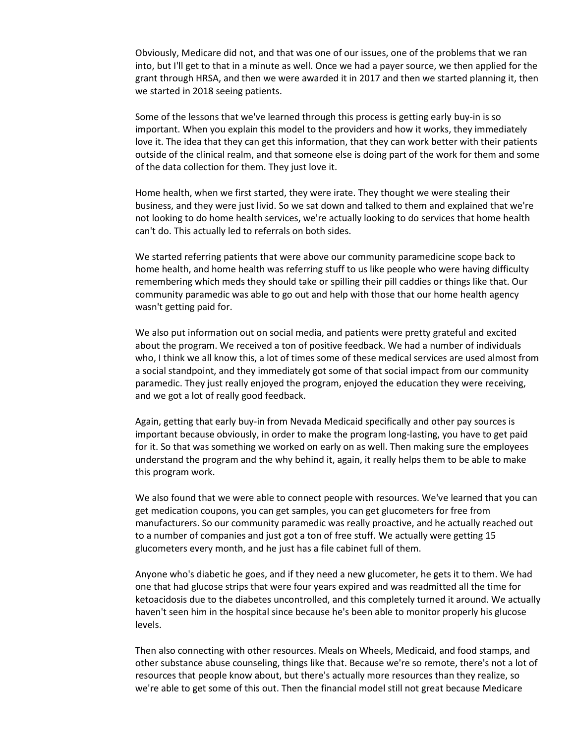Obviously, Medicare did not, and that was one of our issues, one of the problems that we ran into, but I'll get to that in a minute as well. Once we had a payer source, we then applied for the grant through HRSA, and then we were awarded it in 2017 and then we started planning it, then we started in 2018 seeing patients.

Some of the lessons that we've learned through this process is getting early buy-in is so important. When you explain this model to the providers and how it works, they immediately love it. The idea that they can get this information, that they can work better with their patients outside of the clinical realm, and that someone else is doing part of the work for them and some of the data collection for them. They just love it.

Home health, when we first started, they were irate. They thought we were stealing their business, and they were just livid. So we sat down and talked to them and explained that we're not looking to do home health services, we're actually looking to do services that home health can't do. This actually led to referrals on both sides.

We started referring patients that were above our community paramedicine scope back to home health, and home health was referring stuff to us like people who were having difficulty remembering which meds they should take or spilling their pill caddies or things like that. Our community paramedic was able to go out and help with those that our home health agency wasn't getting paid for.

We also put information out on social media, and patients were pretty grateful and excited about the program. We received a ton of positive feedback. We had a number of individuals who, I think we all know this, a lot of times some of these medical services are used almost from a social standpoint, and they immediately got some of that social impact from our community paramedic. They just really enjoyed the program, enjoyed the education they were receiving, and we got a lot of really good feedback.

Again, getting that early buy-in from Nevada Medicaid specifically and other pay sources is important because obviously, in order to make the program long-lasting, you have to get paid for it. So that was something we worked on early on as well. Then making sure the employees understand the program and the why behind it, again, it really helps them to be able to make this program work.

We also found that we were able to connect people with resources. We've learned that you can get medication coupons, you can get samples, you can get glucometers for free from manufacturers. So our community paramedic was really proactive, and he actually reached out to a number of companies and just got a ton of free stuff. We actually were getting 15 glucometers every month, and he just has a file cabinet full of them.

Anyone who's diabetic he goes, and if they need a new glucometer, he gets it to them. We had one that had glucose strips that were four years expired and was readmitted all the time for ketoacidosis due to the diabetes uncontrolled, and this completely turned it around. We actually haven't seen him in the hospital since because he's been able to monitor properly his glucose levels.

Then also connecting with other resources. Meals on Wheels, Medicaid, and food stamps, and other substance abuse counseling, things like that. Because we're so remote, there's not a lot of resources that people know about, but there's actually more resources than they realize, so we're able to get some of this out. Then the financial model still not great because Medicare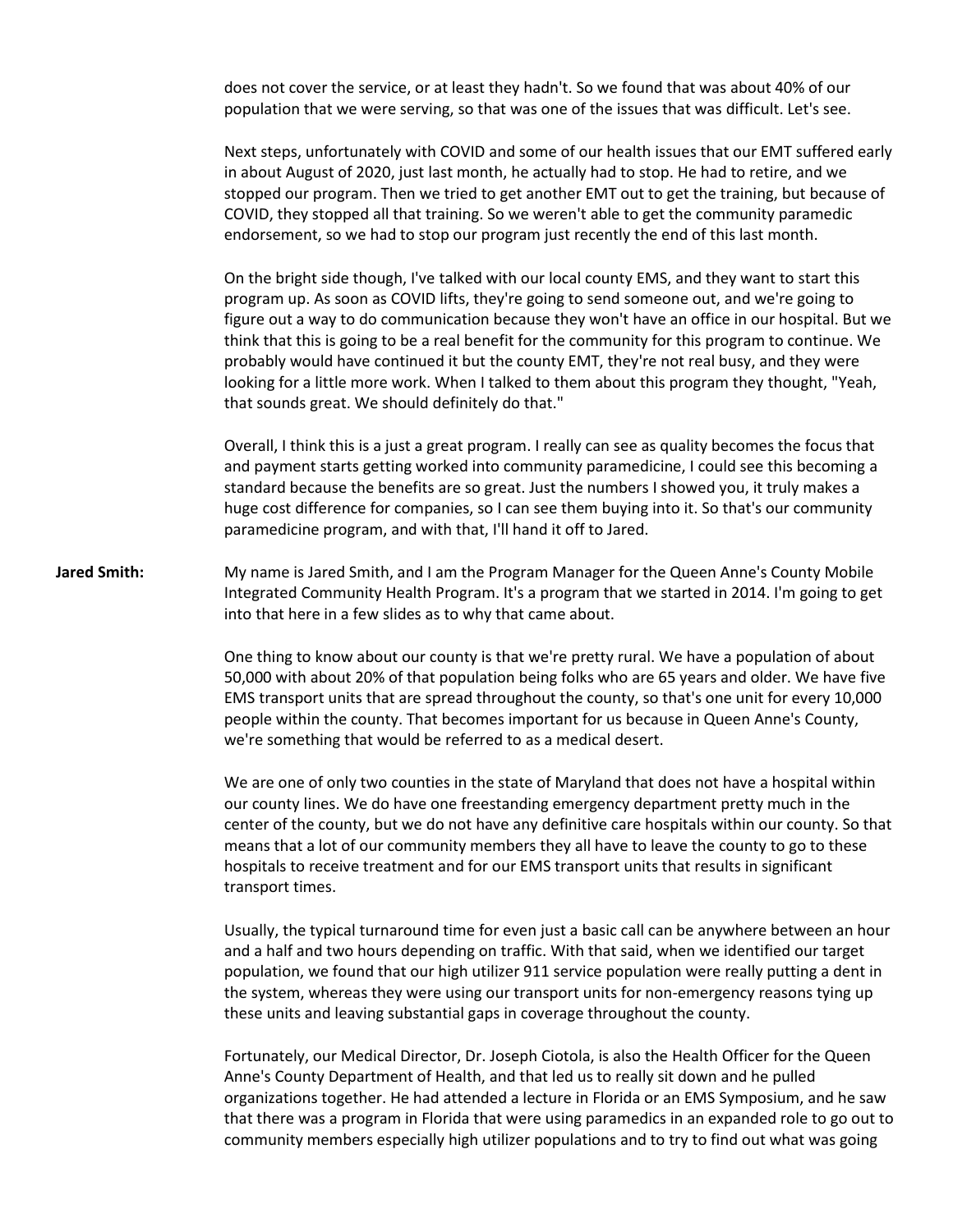does not cover the service, or at least they hadn't. So we found that was about 40% of our population that we were serving, so that was one of the issues that was difficult. Let's see.

Next steps, unfortunately with COVID and some of our health issues that our EMT suffered early in about August of 2020, just last month, he actually had to stop. He had to retire, and we stopped our program. Then we tried to get another EMT out to get the training, but because of COVID, they stopped all that training. So we weren't able to get the community paramedic endorsement, so we had to stop our program just recently the end of this last month.

On the bright side though, I've talked with our local county EMS, and they want to start this program up. As soon as COVID lifts, they're going to send someone out, and we're going to figure out a way to do communication because they won't have an office in our hospital. But we think that this is going to be a real benefit for the community for this program to continue. We probably would have continued it but the county EMT, they're not real busy, and they were looking for a little more work. When I talked to them about this program they thought, "Yeah, that sounds great. We should definitely do that."

Overall, I think this is a just a great program. I really can see as quality becomes the focus that and payment starts getting worked into community paramedicine, I could see this becoming a standard because the benefits are so great. Just the numbers I showed you, it truly makes a huge cost difference for companies, so I can see them buying into it. So that's our community paramedicine program, and with that, I'll hand it off to Jared.

**Jared Smith:** My name is Jared Smith, and I am the Program Manager for the Queen Anne's County Mobile Integrated Community Health Program. It's a program that we started in 2014. I'm going to get into that here in a few slides as to why that came about.

One thing to know about our county is that we're pretty rural. We have a population of about 50,000 with about 20% of that population being folks who are 65 years and older. We have five EMS transport units that are spread throughout the county, so that's one unit for every 10,000 people within the county. That becomes important for us because in Queen Anne's County, we're something that would be referred to as a medical desert.

We are one of only two counties in the state of Maryland that does not have a hospital within our county lines. We do have one freestanding emergency department pretty much in the center of the county, but we do not have any definitive care hospitals within our county. So that means that a lot of our community members they all have to leave the county to go to these hospitals to receive treatment and for our EMS transport units that results in significant transport times.

Usually, the typical turnaround time for even just a basic call can be anywhere between an hour and a half and two hours depending on traffic. With that said, when we identified our target population, we found that our high utilizer 911 service population were really putting a dent in the system, whereas they were using our transport units for non-emergency reasons tying up these units and leaving substantial gaps in coverage throughout the county.

Fortunately, our Medical Director, Dr. Joseph Ciotola, is also the Health Officer for the Queen Anne's County Department of Health, and that led us to really sit down and he pulled organizations together. He had attended a lecture in Florida or an EMS Symposium, and he saw that there was a program in Florida that were using paramedics in an expanded role to go out to community members especially high utilizer populations and to try to find out what was going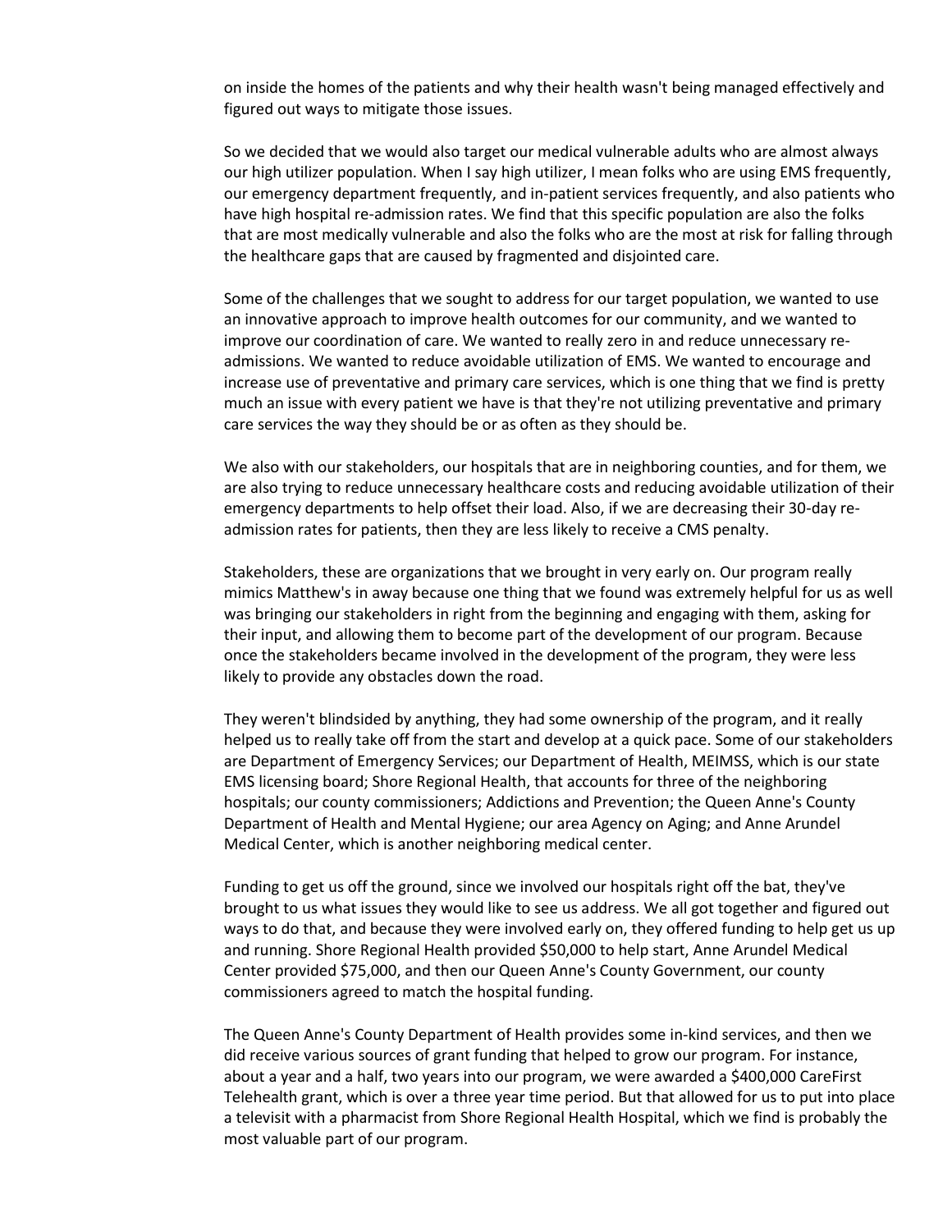on inside the homes of the patients and why their health wasn't being managed effectively and figured out ways to mitigate those issues.

So we decided that we would also target our medical vulnerable adults who are almost always our high utilizer population. When I say high utilizer, I mean folks who are using EMS frequently, our emergency department frequently, and in-patient services frequently, and also patients who have high hospital re-admission rates. We find that this specific population are also the folks that are most medically vulnerable and also the folks who are the most at risk for falling through the healthcare gaps that are caused by fragmented and disjointed care.

Some of the challenges that we sought to address for our target population, we wanted to use an innovative approach to improve health outcomes for our community, and we wanted to improve our coordination of care. We wanted to really zero in and reduce unnecessary re-admissions. We wanted to reduce avoidable utilization of EMS. We wanted to encourage and increase use of preventative and primary care services, which is one thing that we find is pretty much an issue with every patient we have is that they're not utilizing preventative and primary care services the way they should be or as often as they should be.

We also with our stakeholders, our hospitals that are in neighboring counties, and for them, we are also trying to reduce unnecessary healthcare costs and reducing avoidable utilization of their emergency departments to help offset their load. Also, if we are decreasing their 30-day re-admission rates for patients, then they are less likely to receive a CMS penalty.

Stakeholders, these are organizations that we brought in very early on. Our program really mimics Matthew's in away because one thing that we found was extremely helpful for us as well was bringing our stakeholders in right from the beginning and engaging with them, asking for their input, and allowing them to become part of the development of our program. Because once the stakeholders became involved in the development of the program, they were less likely to provide any obstacles down the road.

They weren't blindsided by anything, they had some ownership of the program, and it really helped us to really take off from the start and develop at a quick pace. Some of our stakeholders are Department of Emergency Services; our Department of Health, MEIMSS, which is our state EMS licensing board; Shore Regional Health, that accounts for three of the neighboring hospitals; our county commissioners; Addictions and Prevention; the Queen Anne's County Department of Health and Mental Hygiene; our area Agency on Aging; and Anne Arundel Medical Center, which is another neighboring medical center.

Funding to get us off the ground, since we involved our hospitals right off the bat, they've brought to us what issues they would like to see us address. We all got together and figured out ways to do that, and because they were involved early on, they offered funding to help get us up and running. Shore Regional Health provided \$50,000 to help start, Anne Arundel Medical Center provided \$75,000, and then our Queen Anne's County Government, our county commissioners agreed to match the hospital funding.

The Queen Anne's County Department of Health provides some in-kind services, and then we did receive various sources of grant funding that helped to grow our program. For instance, about a year and a half, two years into our program, we were awarded a \$400,000 CareFirst Telehealth grant, which is over a three year time period. But that allowed for us to put into place a televisit with a pharmacist from Shore Regional Health Hospital, which we find is probably the most valuable part of our program.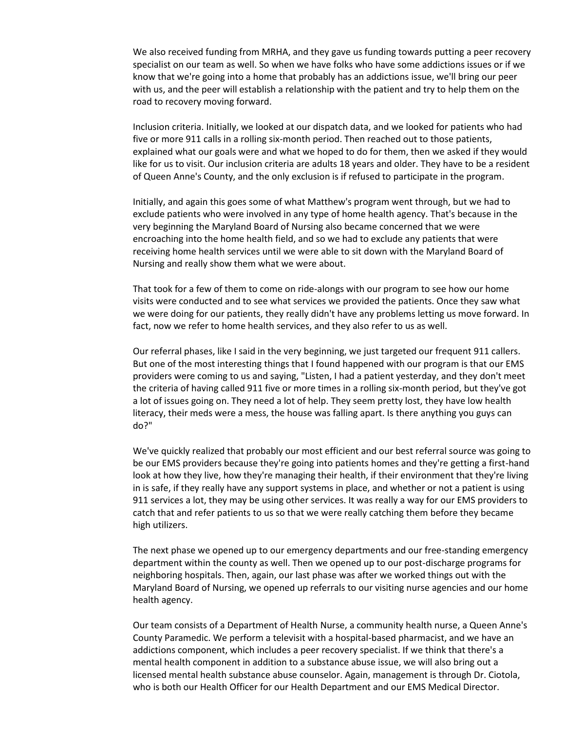We also received funding from MRHA, and they gave us funding towards putting a peer recovery specialist on our team as well. So when we have folks who have some addictions issues or if we know that we're going into a home that probably has an addictions issue, we'll bring our peer with us, and the peer will establish a relationship with the patient and try to help them on the road to recovery moving forward.

Inclusion criteria. Initially, we looked at our dispatch data, and we looked for patients who had five or more 911 calls in a rolling six-month period. Then reached out to those patients, explained what our goals were and what we hoped to do for them, then we asked if they would like for us to visit. Our inclusion criteria are adults 18 years and older. They have to be a resident of Queen Anne's County, and the only exclusion is if refused to participate in the program.

Initially, and again this goes some of what Matthew's program went through, but we had to exclude patients who were involved in any type of home health agency. That's because in the very beginning the Maryland Board of Nursing also became concerned that we were encroaching into the home health field, and so we had to exclude any patients that were receiving home health services until we were able to sit down with the Maryland Board of Nursing and really show them what we were about.

That took for a few of them to come on ride-alongs with our program to see how our home visits were conducted and to see what services we provided the patients. Once they saw what we were doing for our patients, they really didn't have any problems letting us move forward. In fact, now we refer to home health services, and they also refer to us as well.

Our referral phases, like I said in the very beginning, we just targeted our frequent 911 callers. But one of the most interesting things that I found happened with our program is that our EMS providers were coming to us and saying, "Listen, I had a patient yesterday, and they don't meet the criteria of having called 911 five or more times in a rolling six-month period, but they've got a lot of issues going on. They need a lot of help. They seem pretty lost, they have low health literacy, their meds were a mess, the house was falling apart. Is there anything you guys can do?"

We've quickly realized that probably our most efficient and our best referral source was going to be our EMS providers because they're going into patients homes and they're getting a first-hand look at how they live, how they're managing their health, if their environment that they're living in is safe, if they really have any support systems in place, and whether or not a patient is using 911 services a lot, they may be using other services. It was really a way for our EMS providers to catch that and refer patients to us so that we were really catching them before they became high utilizers.

The next phase we opened up to our emergency departments and our free-standing emergency department within the county as well. Then we opened up to our post-discharge programs for neighboring hospitals. Then, again, our last phase was after we worked things out with the Maryland Board of Nursing, we opened up referrals to our visiting nurse agencies and our home health agency.

Our team consists of a Department of Health Nurse, a community health nurse, a Queen Anne's County Paramedic. We perform a televisit with a hospital-based pharmacist, and we have an addictions component, which includes a peer recovery specialist. If we think that there's a mental health component in addition to a substance abuse issue, we will also bring out a licensed mental health substance abuse counselor. Again, management is through Dr. Ciotola, who is both our Health Officer for our Health Department and our EMS Medical Director.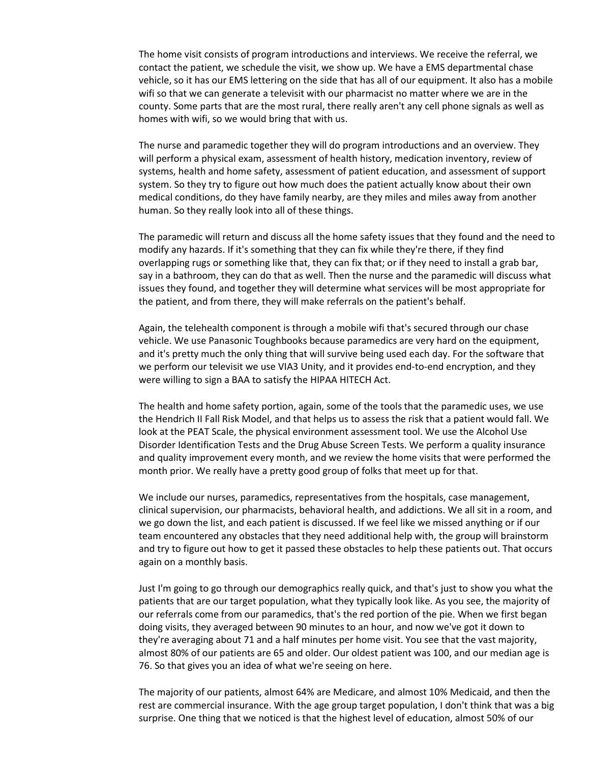The home visit consists of program introductions and interviews. We receive the referral, we contact the patient, we schedule the visit, we show up. We have a EMS departmental chase vehicle, so it has our EMS lettering on the side that has all of our equipment. It also has a mobile wifi so that we can generate a televisit with our pharmacist no matter where we are in the county. Some parts that are the most rural, there really aren't any cell phone signals as well as homes with wifi, so we would bring that with us.

The nurse and paramedic together they will do program introductions and an overview. They will perform a physical exam, assessment of health history, medication inventory, review of systems, health and home safety, assessment of patient education, and assessment of support system. So they try to figure out how much does the patient actually know about their own medical conditions, do they have family nearby, are they miles and miles away from another human. So they really look into all of these things.

The paramedic will return and discuss all the home safety issues that they found and the need to modify any hazards. If it's something that they can fix while they're there, if they find overlapping rugs or something like that, they can fix that; or if they need to install a grab bar, say in a bathroom, they can do that as well. Then the nurse and the paramedic will discuss what issues they found, and together they will determine what services will be most appropriate for the patient, and from there, they will make referrals on the patient's behalf.

Again, the telehealth component is through a mobile wifi that's secured through our chase vehicle. We use Panasonic Toughbooks because paramedics are very hard on the equipment, and it's pretty much the only thing that will survive being used each day. For the software that we perform our televisit we use VIA3 Unity, and it provides end-to-end encryption, and they were willing to sign a BAA to satisfy the HIPAA HITECH Act.

The health and home safety portion, again, some of the tools that the paramedic uses, we use the Hendrich II Fall Risk Model, and that helps us to assess the risk that a patient would fall. We look at the PEAT Scale, the physical environment assessment tool. We use the Alcohol Use Disorder Identification Tests and the Drug Abuse Screen Tests. We perform a quality insurance and quality improvement every month, and we review the home visits that were performed the month prior. We really have a pretty good group of folks that meet up for that.

We include our nurses, paramedics, representatives from the hospitals, case management, clinical supervision, our pharmacists, behavioral health, and addictions. We all sit in a room, and we go down the list, and each patient is discussed. If we feel like we missed anything or if our team encountered any obstacles that they need additional help with, the group will brainstorm and try to figure out how to get it passed these obstacles to help these patients out. That occurs again on a monthly basis.

Just I'm going to go through our demographics really quick, and that's just to show you what the patients that are our target population, what they typically look like. As you see, the majority of our referrals come from our paramedics, that's the red portion of the pie. When we first began doing visits, they averaged between 90 minutes to an hour, and now we've got it down to they're averaging about 71 and a half minutes per home visit. You see that the vast majority, almost 80% of our patients are 65 and older. Our oldest patient was 100, and our median age is 76. So that gives you an idea of what we're seeing on here.

The majority of our patients, almost 64% are Medicare, and almost 10% Medicaid, and then the rest are commercial insurance. With the age group target population, I don't think that was a big surprise. One thing that we noticed is that the highest level of education, almost 50% of our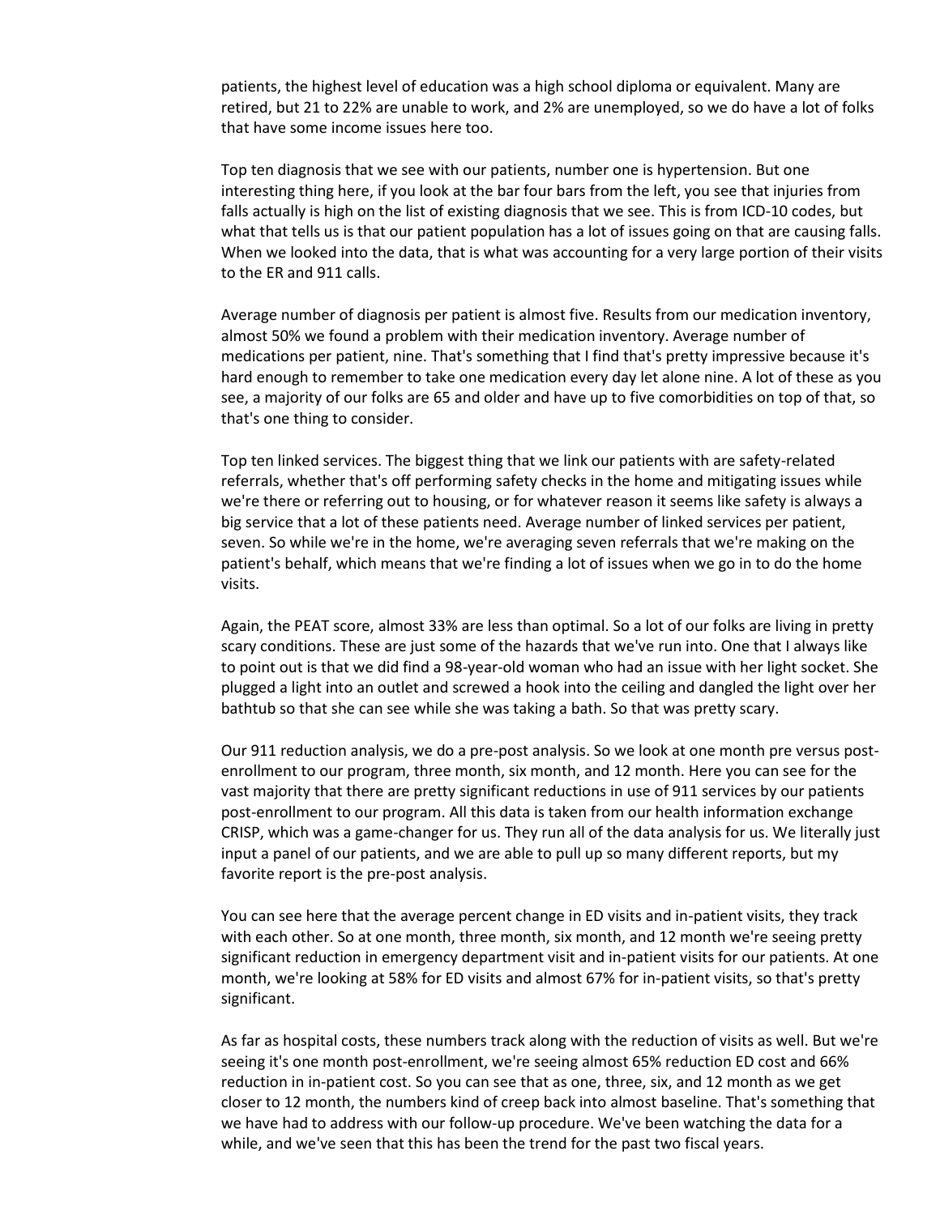patients, the highest level of education was a high school diploma or equivalent. Many are retired, but 21 to 22% are unable to work, and 2% are unemployed, so we do have a lot of folks that have some income issues here too.

Top ten diagnosis that we see with our patients, number one is hypertension. But one interesting thing here, if you look at the bar four bars from the left, you see that injuries from falls actually is high on the list of existing diagnosis that we see. This is from ICD-10 codes, but what that tells us is that our patient population has a lot of issues going on that are causing falls. When we looked into the data, that is what was accounting for a very large portion of their visits to the ER and 911 calls.

Average number of diagnosis per patient is almost five. Results from our medication inventory, almost 50% we found a problem with their medication inventory. Average number of medications per patient, nine. That's something that I find that's pretty impressive because it's hard enough to remember to take one medication every day let alone nine. A lot of these as you see, a majority of our folks are 65 and older and have up to five comorbidities on top of that, so that's one thing to consider.

Top ten linked services. The biggest thing that we link our patients with are safety-related referrals, whether that's off performing safety checks in the home and mitigating issues while we're there or referring out to housing, or for whatever reason it seems like safety is always a big service that a lot of these patients need. Average number of linked services per patient, seven. So while we're in the home, we're averaging seven referrals that we're making on the patient's behalf, which means that we're finding a lot of issues when we go in to do the home visits.

Again, the PEAT score, almost 33% are less than optimal. So a lot of our folks are living in pretty scary conditions. These are just some of the hazards that we've run into. One that I always like to point out is that we did find a 98-year-old woman who had an issue with her light socket. She plugged a light into an outlet and screwed a hook into the ceiling and dangled the light over her bathtub so that she can see while she was taking a bath. So that was pretty scary.

Our 911 reduction analysis, we do a pre-post analysis. So we look at one month pre versus post-enrollment to our program, three month, six month, and 12 month. Here you can see for the vast majority that there are pretty significant reductions in use of 911 services by our patients post-enrollment to our program. All this data is taken from our health information exchange CRISP, which was a game-changer for us. They run all of the data analysis for us. We literally just input a panel of our patients, and we are able to pull up so many different reports, but my favorite report is the pre-post analysis.

You can see here that the average percent change in ED visits and in-patient visits, they track with each other. So at one month, three month, six month, and 12 month we're seeing pretty significant reduction in emergency department visit and in-patient visits for our patients. At one month, we're looking at 58% for ED visits and almost 67% for in-patient visits, so that's pretty significant.

As far as hospital costs, these numbers track along with the reduction of visits as well. But we're seeing it's one month post-enrollment, we're seeing almost 65% reduction ED cost and 66% reduction in in-patient cost. So you can see that as one, three, six, and 12 month as we get closer to 12 month, the numbers kind of creep back into almost baseline. That's something that we have had to address with our follow-up procedure. We've been watching the data for a while, and we've seen that this has been the trend for the past two fiscal years.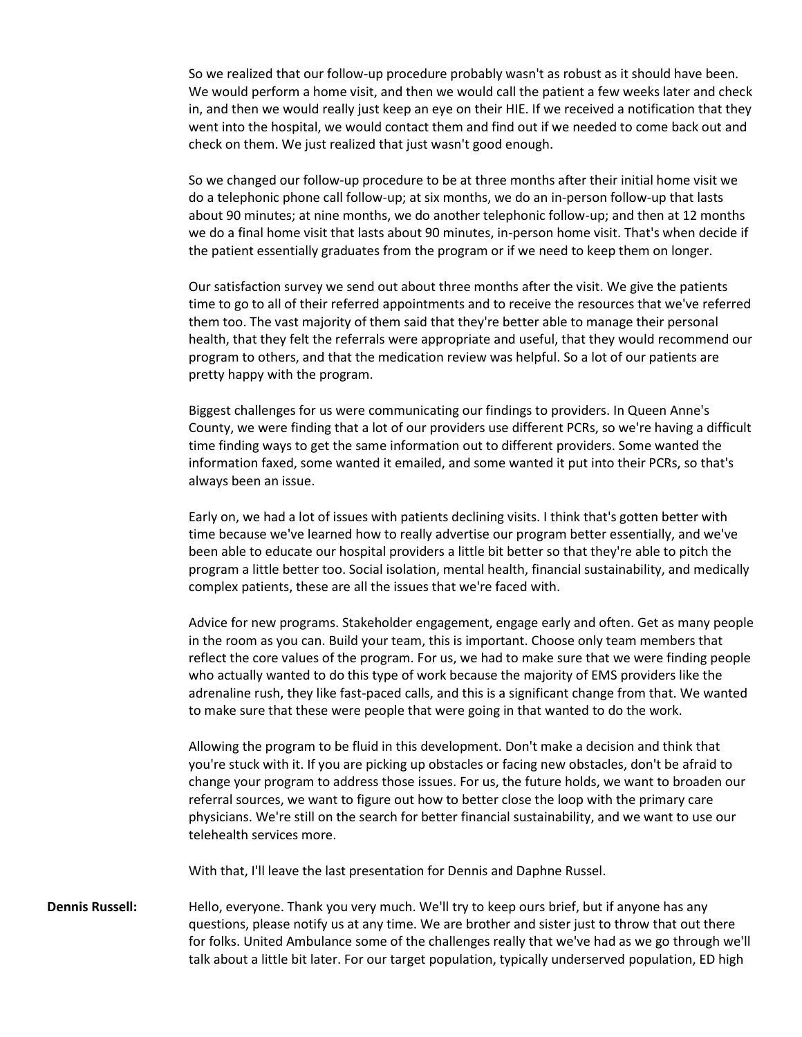So we realized that our follow-up procedure probably wasn't as robust as it should have been. We would perform a home visit, and then we would call the patient a few weeks later and check in, and then we would really just keep an eye on their HIE. If we received a notification that they went into the hospital, we would contact them and find out if we needed to come back out and check on them. We just realized that just wasn't good enough.

So we changed our follow-up procedure to be at three months after their initial home visit we do a telephonic phone call follow-up; at six months, we do an in-person follow-up that lasts about 90 minutes; at nine months, we do another telephonic follow-up; and then at 12 months we do a final home visit that lasts about 90 minutes, in-person home visit. That's when decide if the patient essentially graduates from the program or if we need to keep them on longer.

Our satisfaction survey we send out about three months after the visit. We give the patients time to go to all of their referred appointments and to receive the resources that we've referred them too. The vast majority of them said that they're better able to manage their personal health, that they felt the referrals were appropriate and useful, that they would recommend our program to others, and that the medication review was helpful. So a lot of our patients are pretty happy with the program.

Biggest challenges for us were communicating our findings to providers. In Queen Anne's County, we were finding that a lot of our providers use different PCRs, so we're having a difficult time finding ways to get the same information out to different providers. Some wanted the information faxed, some wanted it emailed, and some wanted it put into their PCRs, so that's always been an issue.

Early on, we had a lot of issues with patients declining visits. I think that's gotten better with time because we've learned how to really advertise our program better essentially, and we've been able to educate our hospital providers a little bit better so that they're able to pitch the program a little better too. Social isolation, mental health, financial sustainability, and medically complex patients, these are all the issues that we're faced with.

Advice for new programs. Stakeholder engagement, engage early and often. Get as many people in the room as you can. Build your team, this is important. Choose only team members that reflect the core values of the program. For us, we had to make sure that we were finding people who actually wanted to do this type of work because the majority of EMS providers like the adrenaline rush, they like fast-paced calls, and this is a significant change from that. We wanted to make sure that these were people that were going in that wanted to do the work.

Allowing the program to be fluid in this development. Don't make a decision and think that you're stuck with it. If you are picking up obstacles or facing new obstacles, don't be afraid to change your program to address those issues. For us, the future holds, we want to broaden our referral sources, we want to figure out how to better close the loop with the primary care physicians. We're still on the search for better financial sustainability, and we want to use our telehealth services more.

With that, I'll leave the last presentation for Dennis and Daphne Russel.

**Dennis Russell:** Hello, everyone. Thank you very much. We'll try to keep ours brief, but if anyone has any questions, please notify us at any time. We are brother and sister just to throw that out there for folks. United Ambulance some of the challenges really that we've had as we go through we'll talk about a little bit later. For our target population, typically underserved population, ED high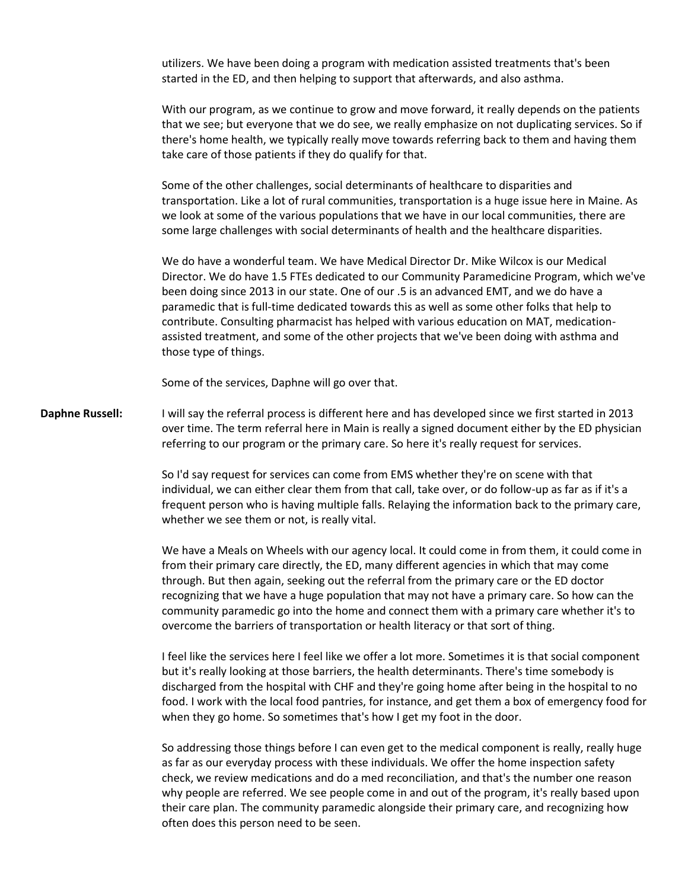utilizers. We have been doing a program with medication assisted treatments that's been started in the ED, and then helping to support that afterwards, and also asthma.

With our program, as we continue to grow and move forward, it really depends on the patients that we see; but everyone that we do see, we really emphasize on not duplicating services. So if there's home health, we typically really move towards referring back to them and having them take care of those patients if they do qualify for that.

Some of the other challenges, social determinants of healthcare to disparities and transportation. Like a lot of rural communities, transportation is a huge issue here in Maine. As we look at some of the various populations that we have in our local communities, there are some large challenges with social determinants of health and the healthcare disparities.

We do have a wonderful team. We have Medical Director Dr. Mike Wilcox is our Medical Director. We do have 1.5 FTEs dedicated to our Community Paramedicine Program, which we've been doing since 2013 in our state. One of our .5 is an advanced EMT, and we do have a paramedic that is full-time dedicated towards this as well as some other folks that help to contribute. Consulting pharmacist has helped with various education on MAT, medication-assisted treatment, and some of the other projects that we've been doing with asthma and those type of things.

Some of the services, Daphne will go over that.

**Daphne Russell:** I will say the referral process is different here and has developed since we first started in 2013 over time. The term referral here in Main is really a signed document either by the ED physician referring to our program or the primary care. So here it's really request for services.

So I'd say request for services can come from EMS whether they're on scene with that individual, we can either clear them from that call, take over, or do follow-up as far as if it's a frequent person who is having multiple falls. Relaying the information back to the primary care, whether we see them or not, is really vital.

We have a Meals on Wheels with our agency local. It could come in from them, it could come in from their primary care directly, the ED, many different agencies in which that may come through. But then again, seeking out the referral from the primary care or the ED doctor recognizing that we have a huge population that may not have a primary care. So how can the community paramedic go into the home and connect them with a primary care whether it's to overcome the barriers of transportation or health literacy or that sort of thing.

I feel like the services here I feel like we offer a lot more. Sometimes it is that social component but it's really looking at those barriers, the health determinants. There's time somebody is discharged from the hospital with CHF and they're going home after being in the hospital to no food. I work with the local food pantries, for instance, and get them a box of emergency food for when they go home. So sometimes that's how I get my foot in the door.

So addressing those things before I can even get to the medical component is really, really huge as far as our everyday process with these individuals. We offer the home inspection safety check, we review medications and do a med reconciliation, and that's the number one reason why people are referred. We see people come in and out of the program, it's really based upon their care plan. The community paramedic alongside their primary care, and recognizing how often does this person need to be seen.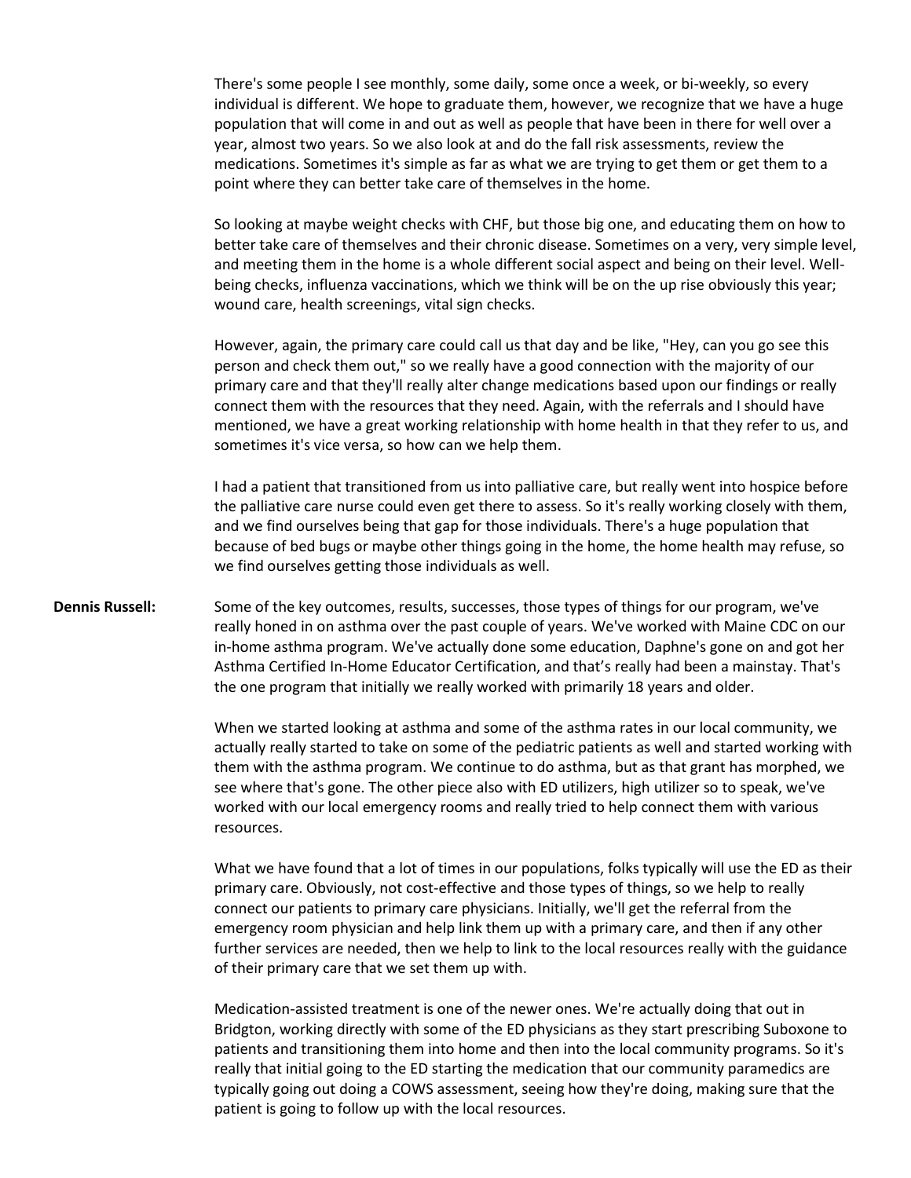There's some people I see monthly, some daily, some once a week, or bi-weekly, so every individual is different. We hope to graduate them, however, we recognize that we have a huge population that will come in and out as well as people that have been in there for well over a year, almost two years. So we also look at and do the fall risk assessments, review the medications. Sometimes it's simple as far as what we are trying to get them or get them to a point where they can better take care of themselves in the home.

So looking at maybe weight checks with CHF, but those big one, and educating them on how to better take care of themselves and their chronic disease. Sometimes on a very, very simple level, and meeting them in the home is a whole different social aspect and being on their level. Well-being checks, influenza vaccinations, which we think will be on the up rise obviously this year; wound care, health screenings, vital sign checks.

However, again, the primary care could call us that day and be like, "Hey, can you go see this person and check them out," so we really have a good connection with the majority of our primary care and that they'll really alter change medications based upon our findings or really connect them with the resources that they need. Again, with the referrals and I should have mentioned, we have a great working relationship with home health in that they refer to us, and sometimes it's vice versa, so how can we help them.

I had a patient that transitioned from us into palliative care, but really went into hospice before the palliative care nurse could even get there to assess. So it's really working closely with them, and we find ourselves being that gap for those individuals. There's a huge population that because of bed bugs or maybe other things going in the home, the home health may refuse, so we find ourselves getting those individuals as well.

**Dennis Russell:** Some of the key outcomes, results, successes, those types of things for our program, we've really honed in on asthma over the past couple of years. We've worked with Maine CDC on our in-home asthma program. We've actually done some education, Daphne's gone on and got her Asthma Certified In-Home Educator Certification, and that's really had been a mainstay. That's the one program that initially we really worked with primarily 18 years and older.

When we started looking at asthma and some of the asthma rates in our local community, we actually really started to take on some of the pediatric patients as well and started working with them with the asthma program. We continue to do asthma, but as that grant has morphed, we see where that's gone. The other piece also with ED utilizers, high utilizer so to speak, we've worked with our local emergency rooms and really tried to help connect them with various resources.

What we have found that a lot of times in our populations, folks typically will use the ED as their primary care. Obviously, not cost-effective and those types of things, so we help to really connect our patients to primary care physicians. Initially, we'll get the referral from the emergency room physician and help link them up with a primary care, and then if any other further services are needed, then we help to link to the local resources really with the guidance of their primary care that we set them up with.

Medication-assisted treatment is one of the newer ones. We're actually doing that out in Bridgton, working directly with some of the ED physicians as they start prescribing Suboxone to patients and transitioning them into home and then into the local community programs. So it's really that initial going to the ED starting the medication that our community paramedics are typically going out doing a COWS assessment, seeing how they're doing, making sure that the patient is going to follow up with the local resources.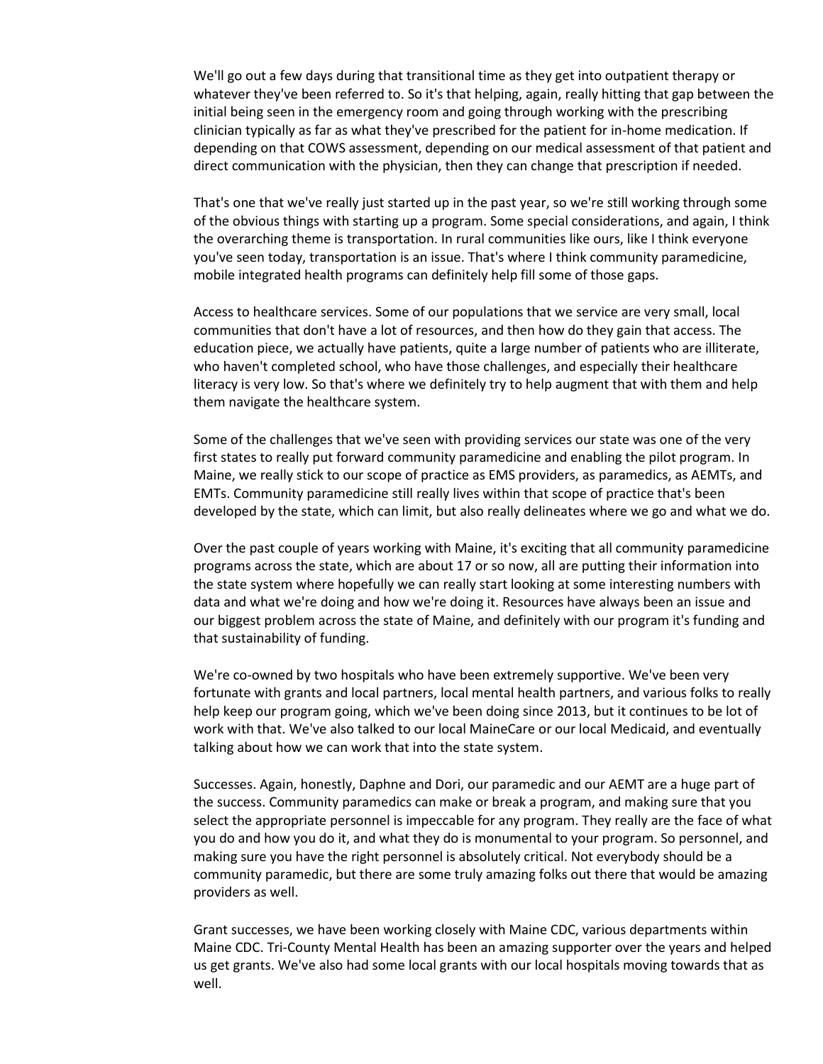We'll go out a few days during that transitional time as they get into outpatient therapy or whatever they've been referred to. So it's that helping, again, really hitting that gap between the initial being seen in the emergency room and going through working with the prescribing clinician typically as far as what they've prescribed for the patient for in-home medication. If depending on that COWS assessment, depending on our medical assessment of that patient and direct communication with the physician, then they can change that prescription if needed.

That's one that we've really just started up in the past year, so we're still working through some of the obvious things with starting up a program. Some special considerations, and again, I think the overarching theme is transportation. In rural communities like ours, like I think everyone you've seen today, transportation is an issue. That's where I think community paramedicine, mobile integrated health programs can definitely help fill some of those gaps.

Access to healthcare services. Some of our populations that we service are very small, local communities that don't have a lot of resources, and then how do they gain that access. The education piece, we actually have patients, quite a large number of patients who are illiterate, who haven't completed school, who have those challenges, and especially their healthcare literacy is very low. So that's where we definitely try to help augment that with them and help them navigate the healthcare system.

Some of the challenges that we've seen with providing services our state was one of the very first states to really put forward community paramedicine and enabling the pilot program. In Maine, we really stick to our scope of practice as EMS providers, as paramedics, as AEMTs, and EMTs. Community paramedicine still really lives within that scope of practice that's been developed by the state, which can limit, but also really delineates where we go and what we do.

Over the past couple of years working with Maine, it's exciting that all community paramedicine programs across the state, which are about 17 or so now, all are putting their information into the state system where hopefully we can really start looking at some interesting numbers with data and what we're doing and how we're doing it. Resources have always been an issue and our biggest problem across the state of Maine, and definitely with our program it's funding and that sustainability of funding.

We're co-owned by two hospitals who have been extremely supportive. We've been very fortunate with grants and local partners, local mental health partners, and various folks to really help keep our program going, which we've been doing since 2013, but it continues to be lot of work with that. We've also talked to our local MaineCare or our local Medicaid, and eventually talking about how we can work that into the state system.

Successes. Again, honestly, Daphne and Dori, our paramedic and our AEMT are a huge part of the success. Community paramedics can make or break a program, and making sure that you select the appropriate personnel is impeccable for any program. They really are the face of what you do and how you do it, and what they do is monumental to your program. So personnel, and making sure you have the right personnel is absolutely critical. Not everybody should be a community paramedic, but there are some truly amazing folks out there that would be amazing providers as well.

Grant successes, we have been working closely with Maine CDC, various departments within Maine CDC. Tri-County Mental Health has been an amazing supporter over the years and helped us get grants. We've also had some local grants with our local hospitals moving towards that as well.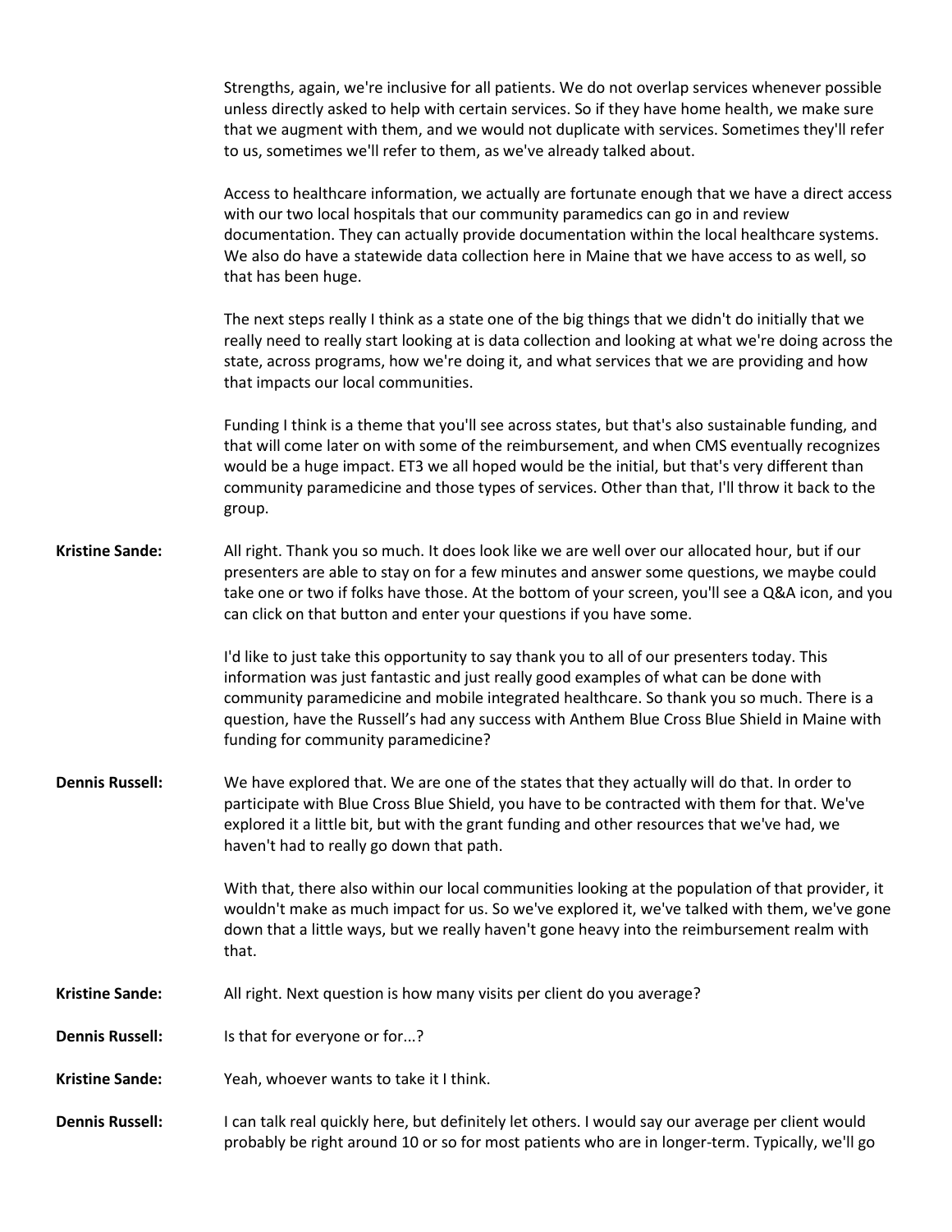Strengths, again, we're inclusive for all patients. We do not overlap services whenever possible unless directly asked to help with certain services. So if they have home health, we make sure that we augment with them, and we would not duplicate with services. Sometimes they'll refer to us, sometimes we'll refer to them, as we've already talked about.

Access to healthcare information, we actually are fortunate enough that we have a direct access with our two local hospitals that our community paramedics can go in and review documentation. They can actually provide documentation within the local healthcare systems. We also do have a statewide data collection here in Maine that we have access to as well, so that has been huge.

The next steps really I think as a state one of the big things that we didn't do initially that we really need to really start looking at is data collection and looking at what we're doing across the state, across programs, how we're doing it, and what services that we are providing and how that impacts our local communities.

Funding I think is a theme that you'll see across states, but that's also sustainable funding, and that will come later on with some of the reimbursement, and when CMS eventually recognizes would be a huge impact. ET3 we all hoped would be the initial, but that's very different than community paramedicine and those types of services. Other than that, I'll throw it back to the group.

**Kristine Sande:** All right. Thank you so much. It does look like we are well over our allocated hour, but if our presenters are able to stay on for a few minutes and answer some questions, we maybe could take one or two if folks have those. At the bottom of your screen, you'll see a Q&A icon, and you can click on that button and enter your questions if you have some.

I'd like to just take this opportunity to say thank you to all of our presenters today. This information was just fantastic and just really good examples of what can be done with community paramedicine and mobile integrated healthcare. So thank you so much. There is a question, have the Russell's had any success with Anthem Blue Cross Blue Shield in Maine with funding for community paramedicine?

**Dennis Russell:** We have explored that. We are one of the states that they actually will do that. In order to participate with Blue Cross Blue Shield, you have to be contracted with them for that. We've explored it a little bit, but with the grant funding and other resources that we've had, we haven't had to really go down that path.

With that, there also within our local communities looking at the population of that provider, it wouldn't make as much impact for us. So we've explored it, we've talked with them, we've gone down that a little ways, but we really haven't gone heavy into the reimbursement realm with that.

**Kristine Sande:** All right. Next question is how many visits per client do you average?

**Dennis Russell:** Is that for everyone or for...?

**Kristine Sande:** Yeah, whoever wants to take it I think.

**Dennis Russell:** I can talk real quickly here, but definitely let others. I would say our average per client would probably be right around 10 or so for most patients who are in longer-term. Typically, we'll go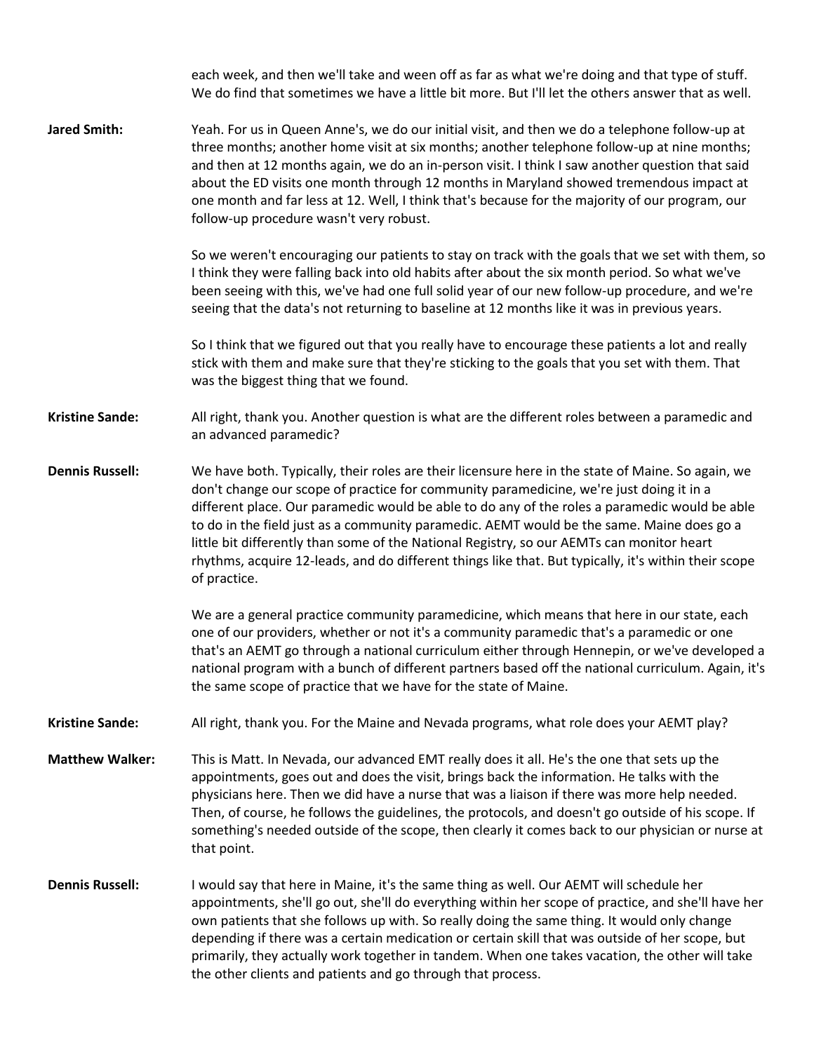each week, and then we'll take and ween off as far as what we're doing and that type of stuff. We do find that sometimes we have a little bit more. But I'll let the others answer that as well.

**Jared Smith:** Yeah. For us in Queen Anne's, we do our initial visit, and then we do a telephone follow-up at three months; another home visit at six months; another telephone follow-up at nine months; and then at 12 months again, we do an in-person visit. I think I saw another question that said about the ED visits one month through 12 months in Maryland showed tremendous impact at one month and far less at 12. Well, I think that's because for the majority of our program, our follow-up procedure wasn't very robust.

So we weren't encouraging our patients to stay on track with the goals that we set with them, so I think they were falling back into old habits after about the six month period. So what we've been seeing with this, we've had one full solid year of our new follow-up procedure, and we're seeing that the data's not returning to baseline at 12 months like it was in previous years.

So I think that we figured out that you really have to encourage these patients a lot and really stick with them and make sure that they're sticking to the goals that you set with them. That was the biggest thing that we found.

**Kristine Sande:** All right, thank you. Another question is what are the different roles between a paramedic and an advanced paramedic?

**Dennis Russell:** We have both. Typically, their roles are their licensure here in the state of Maine. So again, we don't change our scope of practice for community paramedicine, we're just doing it in a different place. Our paramedic would be able to do any of the roles a paramedic would be able to do in the field just as a community paramedic. AEMT would be the same. Maine does go a little bit differently than some of the National Registry, so our AEMTs can monitor heart rhythms, acquire 12-leads, and do different things like that. But typically, it's within their scope of practice.

We are a general practice community paramedicine, which means that here in our state, each one of our providers, whether or not it's a community paramedic that's a paramedic or one that's an AEMT go through a national curriculum either through Hennepin, or we've developed a national program with a bunch of different partners based off the national curriculum. Again, it's the same scope of practice that we have for the state of Maine.

**Kristine Sande:** All right, thank you. For the Maine and Nevada programs, what role does your AEMT play?

**Matthew Walker:** This is Matt. In Nevada, our advanced EMT really does it all. He's the one that sets up the appointments, goes out and does the visit, brings back the information. He talks with the physicians here. Then we did have a nurse that was a liaison if there was more help needed. Then, of course, he follows the guidelines, the protocols, and doesn't go outside of his scope. If something's needed outside of the scope, then clearly it comes back to our physician or nurse at that point.

**Dennis Russell:** I would say that here in Maine, it's the same thing as well. Our AEMT will schedule her appointments, she'll go out, she'll do everything within her scope of practice, and she'll have her own patients that she follows up with. So really doing the same thing. It would only change depending if there was a certain medication or certain skill that was outside of her scope, but primarily, they actually work together in tandem. When one takes vacation, the other will take the other clients and patients and go through that process.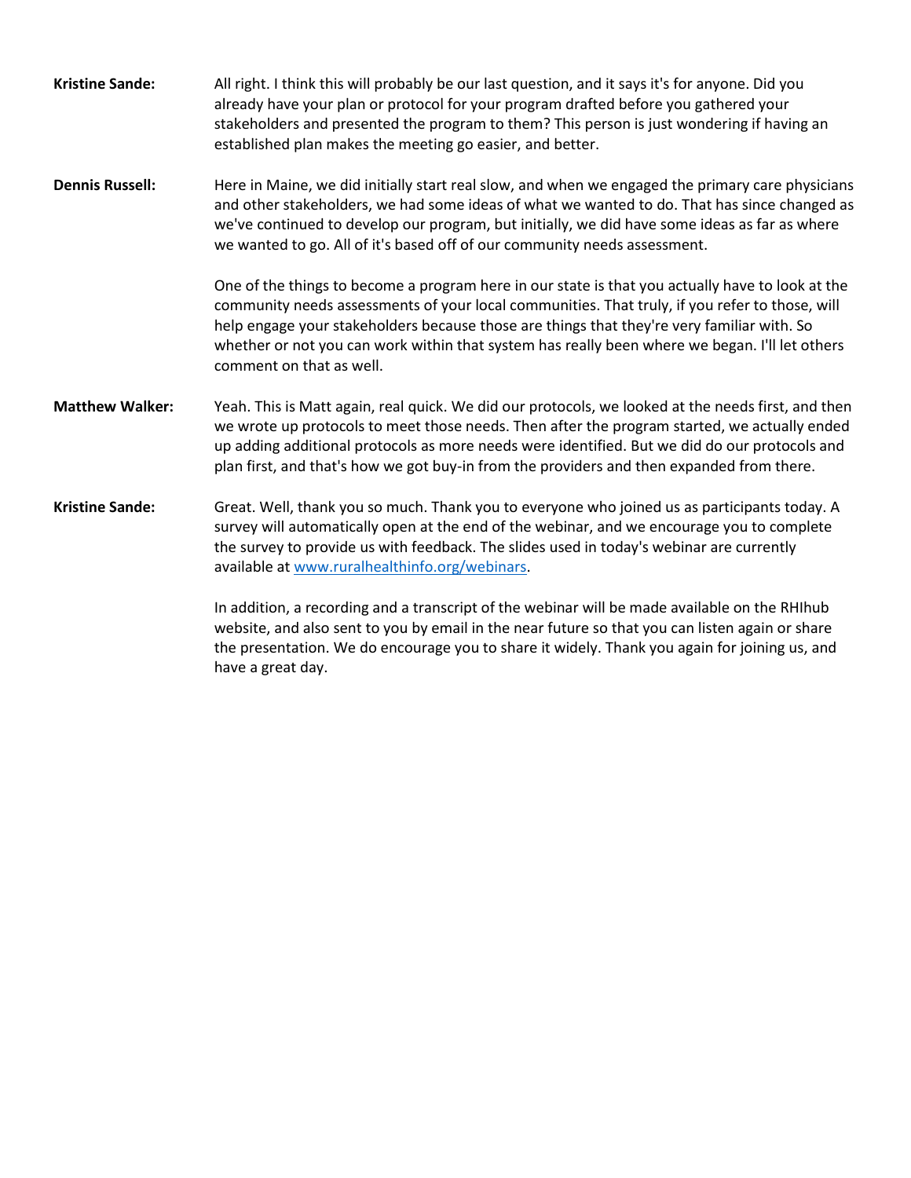**Kristine Sande:** All right. I think this will probably be our last question, and it says it's for anyone. Did you already have your plan or protocol for your program drafted before you gathered your stakeholders and presented the program to them? This person is just wondering if having an established plan makes the meeting go easier, and better.

**Dennis Russell:** Here in Maine, we did initially start real slow, and when we engaged the primary care physicians and other stakeholders, we had some ideas of what we wanted to do. That has since changed as we've continued to develop our program, but initially, we did have some ideas as far as where we wanted to go. All of it's based off of our community needs assessment.

One of the things to become a program here in our state is that you actually have to look at the community needs assessments of your local communities. That truly, if you refer to those, will help engage your stakeholders because those are things that they're very familiar with. So whether or not you can work within that system has really been where we began. I'll let others comment on that as well.

**Matthew Walker:** Yeah. This is Matt again, real quick. We did our protocols, we looked at the needs first, and then we wrote up protocols to meet those needs. Then after the program started, we actually ended up adding additional protocols as more needs were identified. But we did do our protocols and plan first, and that's how we got buy-in from the providers and then expanded from there.

**Kristine Sande:** Great. Well, thank you so much. Thank you to everyone who joined us as participants today. A survey will automatically open at the end of the webinar, and we encourage you to complete the survey to provide us with feedback. The slides used in today's webinar are currently available at [www.ruralhealthinfo.org/webinars](www.ruralhealthinfo.org/webinars).

In addition, a recording and a transcript of the webinar will be made available on the RHIhub website, and also sent to you by email in the near future so that you can listen again or share the presentation. We do encourage you to share it widely. Thank you again for joining us, and have a great day.